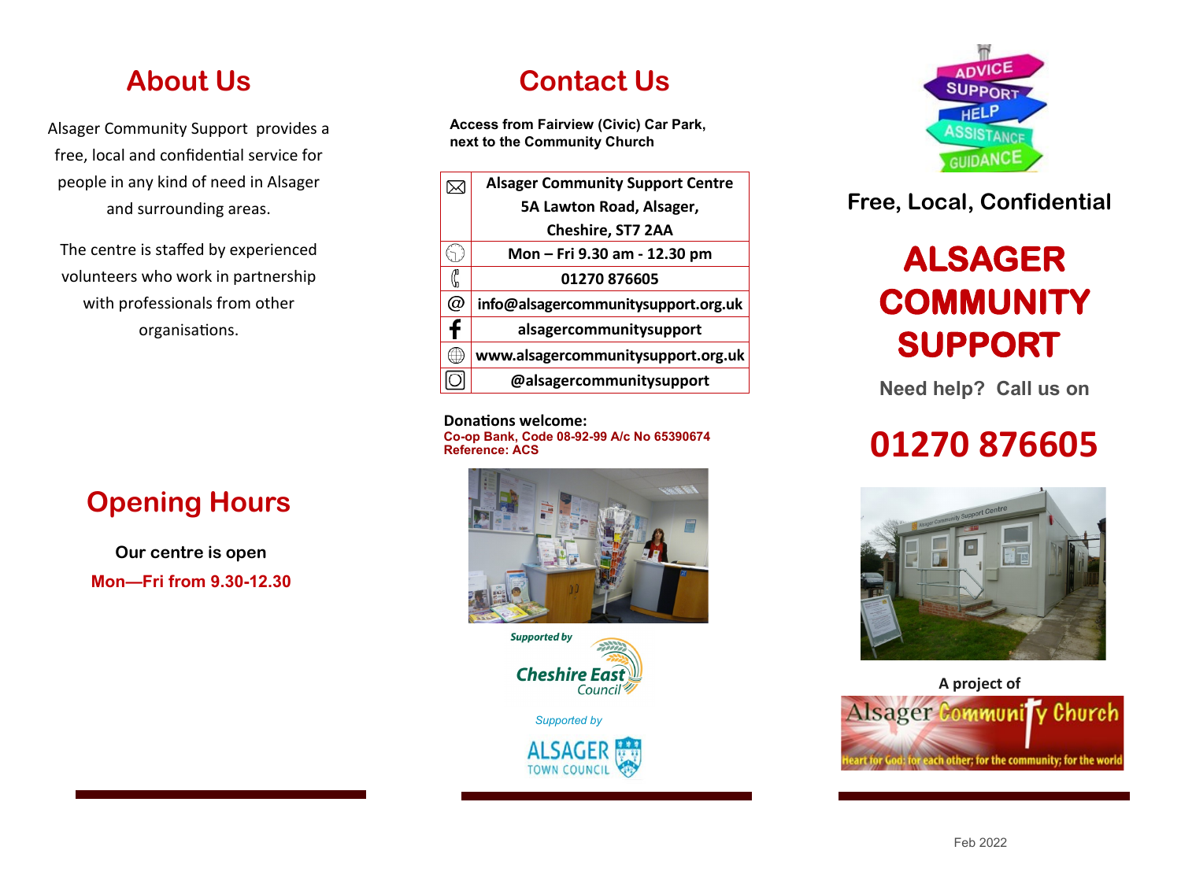## About Us

Alsager Community Support provides a free, local and confidential service for people in any kind of need in Alsager and surrounding areas.

The centre is staffed by experienced volunteers who work in partnership with professionals from other organisations.

## Opening Hours

**Our centre is open**

**Mon—Fri from 9.30-12.30**

## Contact Us

**Access from Fairview (Civic) Car Park, next to the Community Church**

| | |
|---|---|
| ✉ | **Alsager Community Support Centre 5A Lawton Road, Alsager, Cheshire, ST7 2AA** |
| 🕘 | **Mon – Fri 9.30 am - 12.30 pm** |
| ✆ | **01270 876605** |
| @ | **info@alsagercommunitysupport.org.uk** |
| f | **alsagercommunitysupport** |
| 🌐 | **www.alsagercommunitysupport.org.uk** |
| ◎ | **@alsagercommunitysupport** |

**Donations welcome:**
**Co-op Bank, Code 08-92-99 A/c No 65390674**
**Reference: ACS**

*Supported by* Cheshire East Council

*Supported by* Alsager Town Council

ADVICE SUPPORT HELP ASSISTANCE GUIDANCE

**Free, Local, Confidential**

# ALSAGER COMMUNITY SUPPORT

**Need help? Call us on**

# 01270 876605

**A project of**

Alsager Community Church

Heart for God; for each other; for the community; for the world

Feb 2022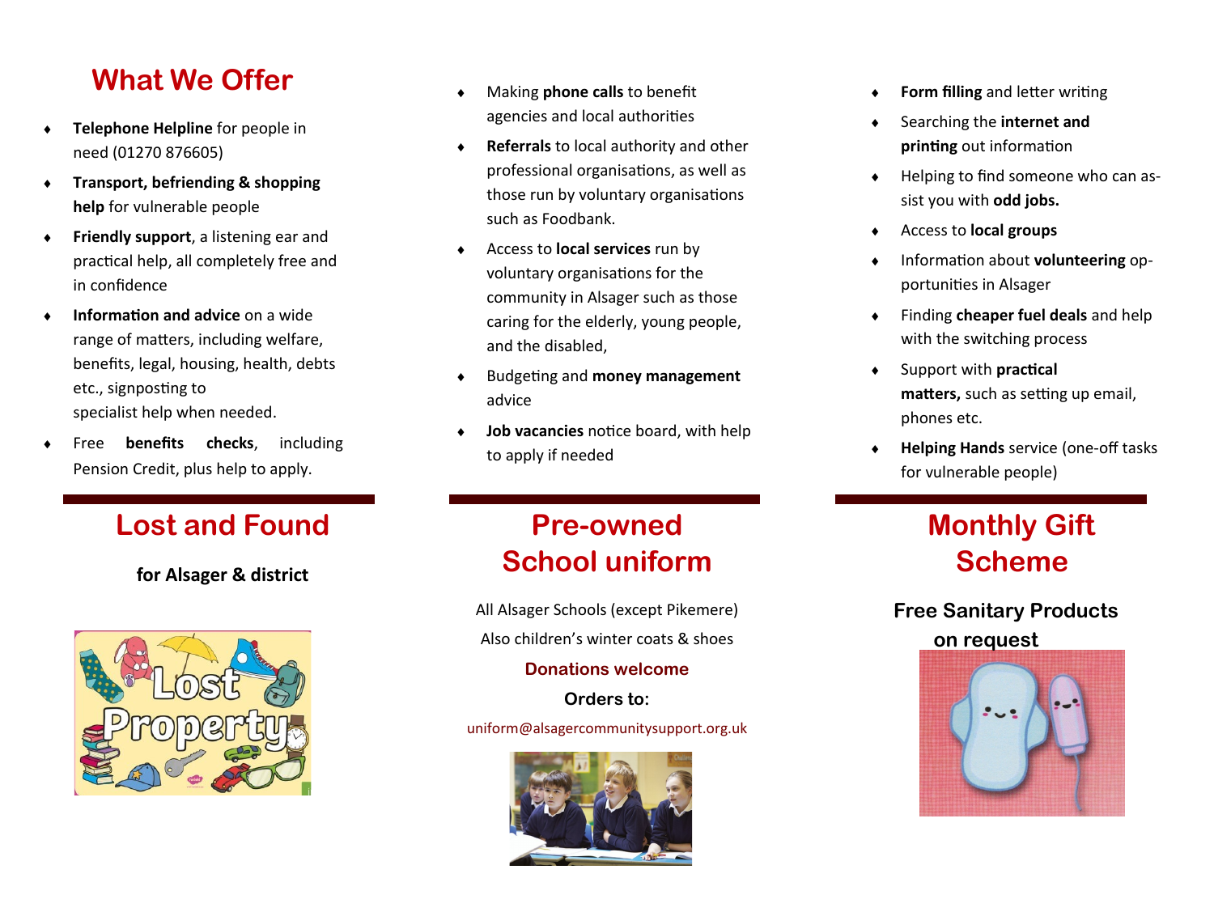## What We Offer

- **Telephone Helpline** for people in need (01270 876605)
- **Transport, befriending & shopping help** for vulnerable people
- **Friendly support**, a listening ear and practical help, all completely free and in confidence
- **Information and advice** on a wide range of matters, including welfare, benefits, legal, housing, health, debts etc., signposting to specialist help when needed.
- Free **benefits checks**, including Pension Credit, plus help to apply.
- Making **phone calls** to benefit agencies and local authorities
- **Referrals** to local authority and other professional organisations, as well as those run by voluntary organisations such as Foodbank.
- Access to **local services** run by voluntary organisations for the community in Alsager such as those caring for the elderly, young people, and the disabled,
- Budgeting and **money management** advice
- **Job vacancies** notice board, with help to apply if needed
- **Form filling** and letter writing
- Searching the **internet and printing** out information
- Helping to find someone who can assist you with **odd jobs.**
- Access to **local groups**
- Information about **volunteering** opportunities in Alsager
- Finding **cheaper fuel deals** and help with the switching process
- Support with **practical matters,** such as setting up email, phones etc.
- **Helping Hands** service (one-off tasks for vulnerable people)

## Lost and Found

**for Alsager & district**

## Pre-owned School uniform

All Alsager Schools (except Pikemere)

Also children's winter coats & shoes

**Donations welcome**

**Orders to:**

uniform@alsagercommunitysupport.org.uk

## Monthly Gift Scheme

**Free Sanitary Products on request**